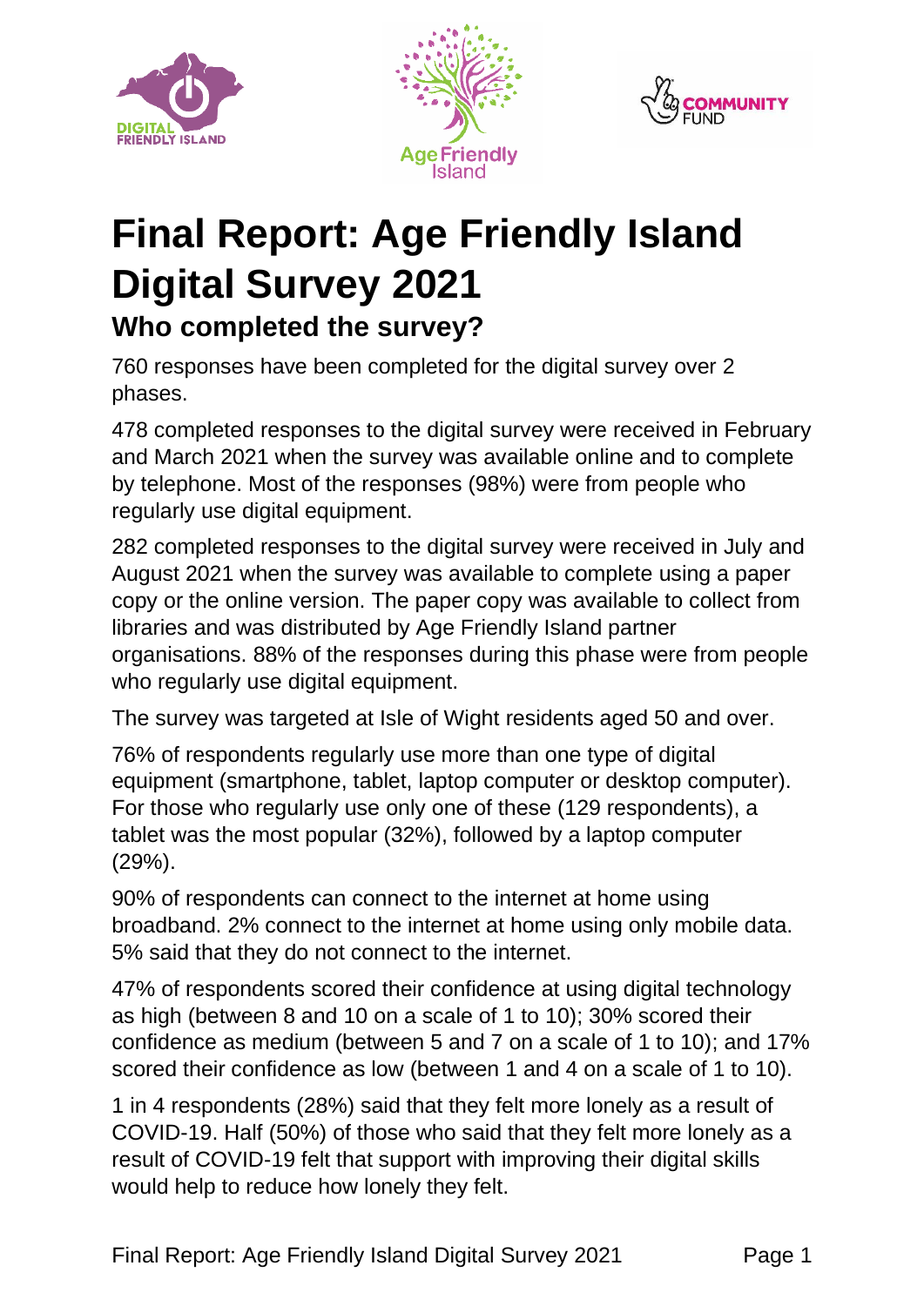# Final Report: Age Friendly Island Digital Survey 2021

## Who completed the survey?

760 responses have been completed for the digital survey over 2 phases.

478 completed responses to the digital survey were received in February and March 2021 when the survey was available online and to complete by telephone. Most of the responses (98%) were from people who regularly use digital equipment.

282 completed responses to the digital survey were received in July and August 2021 when the survey was available to complete using a paper copy or the online version. The paper copy was available to collect from libraries and was distributed by Age Friendly Island partner organisations. 88% of the responses during this phase were from people who regularly use digital equipment.

The survey was targeted at Isle of Wight residents aged 50 and over.

76% of respondents regularly use more than one type of digital equipment (smartphone, tablet, laptop computer or desktop computer). For those who regularly use only one of these (129 respondents), a tablet was the most popular (32%), followed by a laptop computer (29%).

90% of respondents can connect to the internet at home using broadband. 2% connect to the internet at home using only mobile data. 5% said that they do not connect to the internet.

47% of respondents scored their confidence at using digital technology as high (between 8 and 10 on a scale of 1 to 10); 30% scored their confidence as medium (between 5 and 7 on a scale of 1 to 10); and 17% scored their confidence as low (between 1 and 4 on a scale of 1 to 10).

1 in 4 respondents (28%) said that they felt more lonely as a result of COVID-19. Half (50%) of those who said that they felt more lonely as a result of COVID-19 felt that support with improving their digital skills would help to reduce how lonely they felt.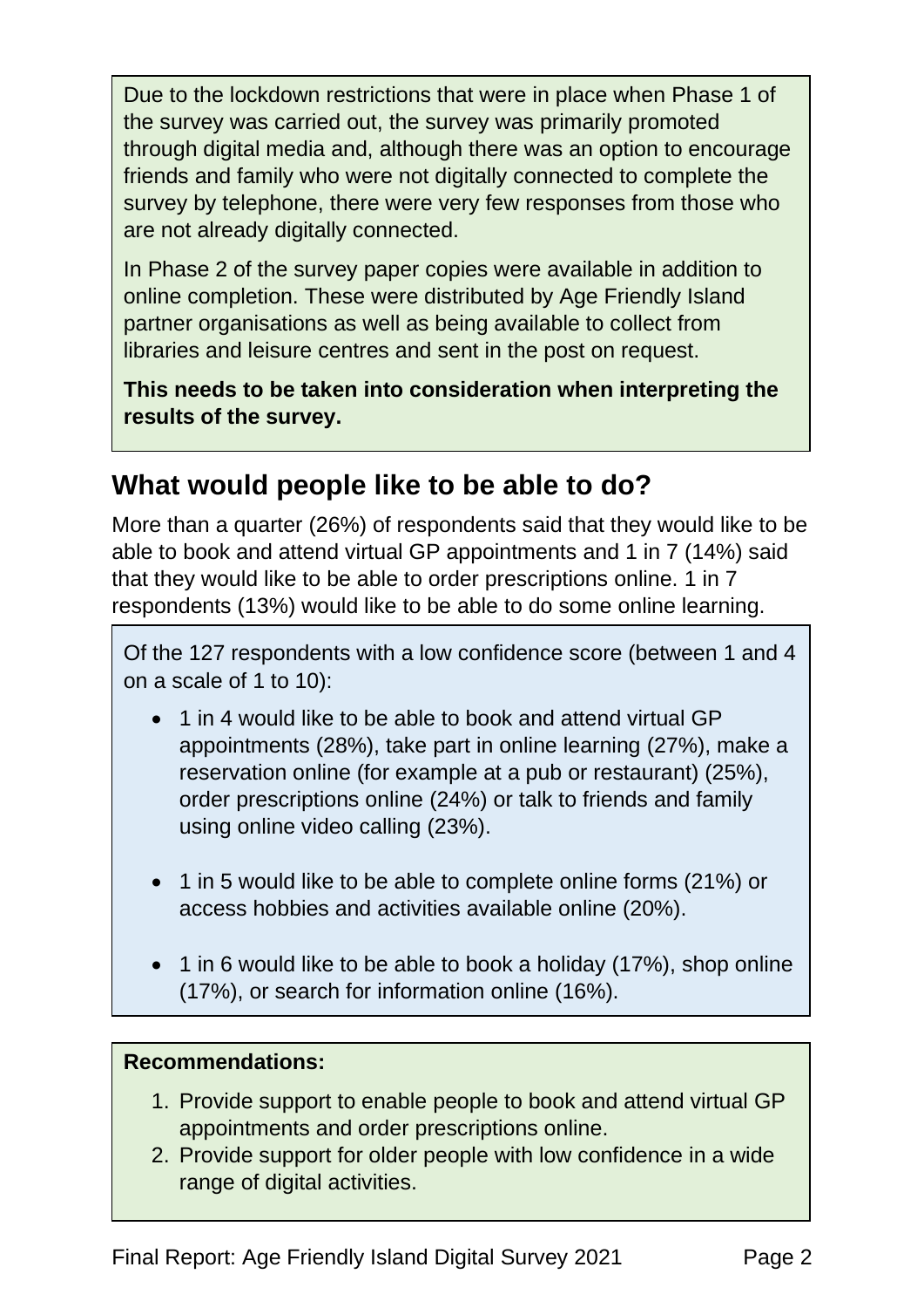Due to the lockdown restrictions that were in place when Phase 1 of the survey was carried out, the survey was primarily promoted through digital media and, although there was an option to encourage friends and family who were not digitally connected to complete the survey by telephone, there were very few responses from those who are not already digitally connected.

In Phase 2 of the survey paper copies were available in addition to online completion. These were distributed by Age Friendly Island partner organisations as well as being available to collect from libraries and leisure centres and sent in the post on request.

**This needs to be taken into consideration when interpreting the results of the survey.**

## What would people like to be able to do?

More than a quarter (26%) of respondents said that they would like to be able to book and attend virtual GP appointments and 1 in 7 (14%) said that they would like to be able to order prescriptions online. 1 in 7 respondents (13%) would like to be able to do some online learning.

Of the 127 respondents with a low confidence score (between 1 and 4 on a scale of 1 to 10):

- 1 in 4 would like to be able to book and attend virtual GP appointments (28%), take part in online learning (27%), make a reservation online (for example at a pub or restaurant) (25%), order prescriptions online (24%) or talk to friends and family using online video calling (23%).
- 1 in 5 would like to be able to complete online forms (21%) or access hobbies and activities available online (20%).
- 1 in 6 would like to be able to book a holiday (17%), shop online (17%), or search for information online (16%).

**Recommendations:**

1. Provide support to enable people to book and attend virtual GP appointments and order prescriptions online.
2. Provide support for older people with low confidence in a wide range of digital activities.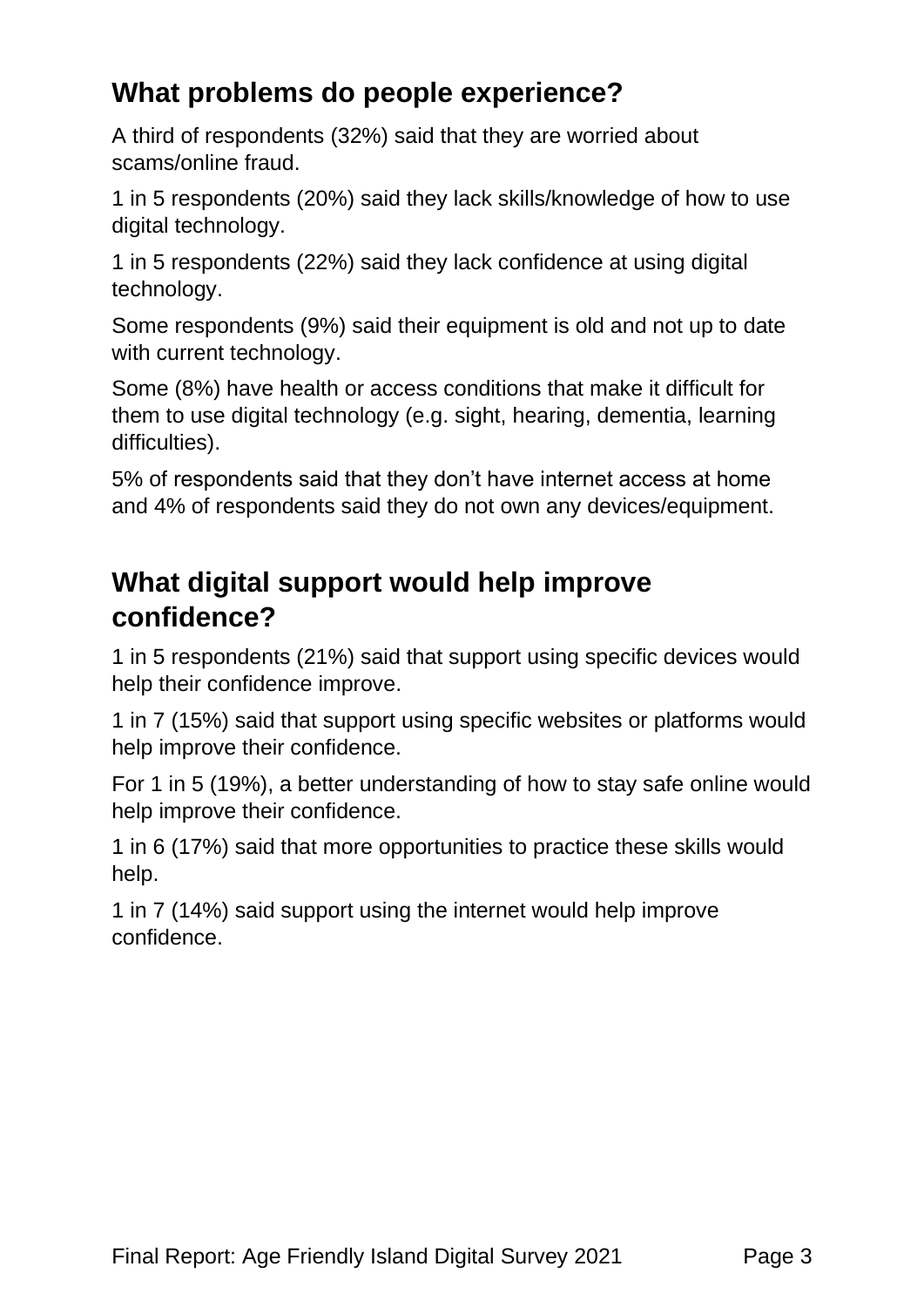## What problems do people experience?

A third of respondents (32%) said that they are worried about scams/online fraud.

1 in 5 respondents (20%) said they lack skills/knowledge of how to use digital technology.

1 in 5 respondents (22%) said they lack confidence at using digital technology.

Some respondents (9%) said their equipment is old and not up to date with current technology.

Some (8%) have health or access conditions that make it difficult for them to use digital technology (e.g. sight, hearing, dementia, learning difficulties).

5% of respondents said that they don't have internet access at home and 4% of respondents said they do not own any devices/equipment.

## What digital support would help improve confidence?

1 in 5 respondents (21%) said that support using specific devices would help their confidence improve.

1 in 7 (15%) said that support using specific websites or platforms would help improve their confidence.

For 1 in 5 (19%), a better understanding of how to stay safe online would help improve their confidence.

1 in 6 (17%) said that more opportunities to practice these skills would help.

1 in 7 (14%) said support using the internet would help improve confidence.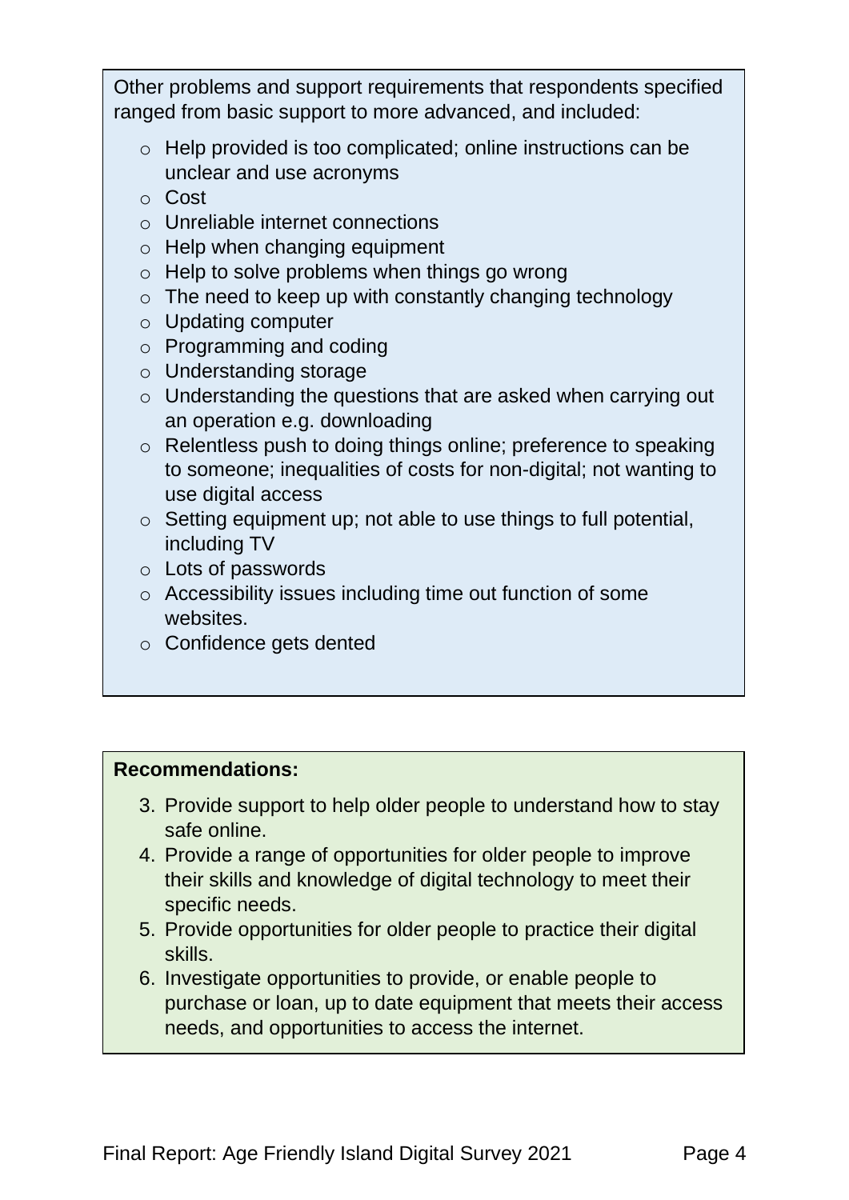Other problems and support requirements that respondents specified ranged from basic support to more advanced, and included:

- Help provided is too complicated; online instructions can be unclear and use acronyms
- Cost
- Unreliable internet connections
- Help when changing equipment
- Help to solve problems when things go wrong
- The need to keep up with constantly changing technology
- Updating computer
- Programming and coding
- Understanding storage
- Understanding the questions that are asked when carrying out an operation e.g. downloading
- Relentless push to doing things online; preference to speaking to someone; inequalities of costs for non-digital; not wanting to use digital access
- Setting equipment up; not able to use things to full potential, including TV
- Lots of passwords
- Accessibility issues including time out function of some websites.
- Confidence gets dented

**Recommendations:**

3. Provide support to help older people to understand how to stay safe online.
4. Provide a range of opportunities for older people to improve their skills and knowledge of digital technology to meet their specific needs.
5. Provide opportunities for older people to practice their digital skills.
6. Investigate opportunities to provide, or enable people to purchase or loan, up to date equipment that meets their access needs, and opportunities to access the internet.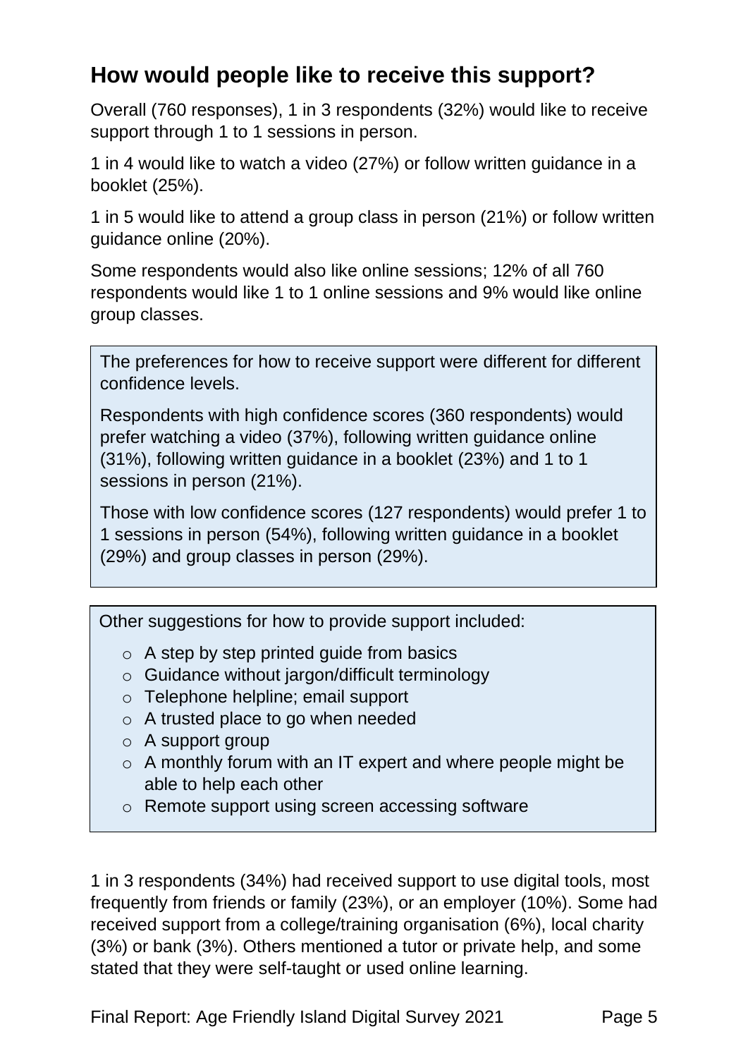## How would people like to receive this support?

Overall (760 responses), 1 in 3 respondents (32%) would like to receive support through 1 to 1 sessions in person.

1 in 4 would like to watch a video (27%) or follow written guidance in a booklet (25%).

1 in 5 would like to attend a group class in person (21%) or follow written guidance online (20%).

Some respondents would also like online sessions; 12% of all 760 respondents would like 1 to 1 online sessions and 9% would like online group classes.

The preferences for how to receive support were different for different confidence levels.

Respondents with high confidence scores (360 respondents) would prefer watching a video (37%), following written guidance online (31%), following written guidance in a booklet (23%) and 1 to 1 sessions in person (21%).

Those with low confidence scores (127 respondents) would prefer 1 to 1 sessions in person (54%), following written guidance in a booklet (29%) and group classes in person (29%).

Other suggestions for how to provide support included:

- A step by step printed guide from basics
- Guidance without jargon/difficult terminology
- Telephone helpline; email support
- A trusted place to go when needed
- A support group
- A monthly forum with an IT expert and where people might be able to help each other
- Remote support using screen accessing software

1 in 3 respondents (34%) had received support to use digital tools, most frequently from friends or family (23%), or an employer (10%). Some had received support from a college/training organisation (6%), local charity (3%) or bank (3%). Others mentioned a tutor or private help, and some stated that they were self-taught or used online learning.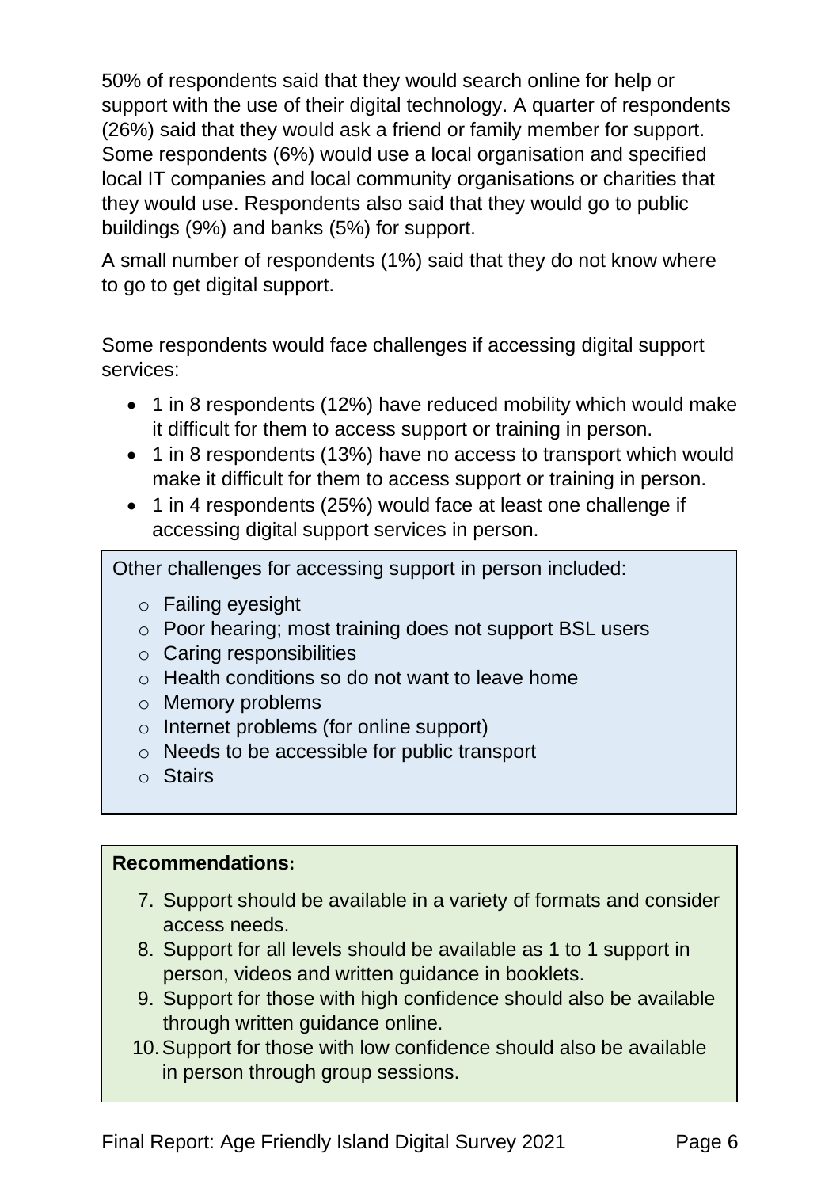50% of respondents said that they would search online for help or support with the use of their digital technology. A quarter of respondents (26%) said that they would ask a friend or family member for support. Some respondents (6%) would use a local organisation and specified local IT companies and local community organisations or charities that they would use. Respondents also said that they would go to public buildings (9%) and banks (5%) for support.

A small number of respondents (1%) said that they do not know where to go to get digital support.

Some respondents would face challenges if accessing digital support services:

- 1 in 8 respondents (12%) have reduced mobility which would make it difficult for them to access support or training in person.
- 1 in 8 respondents (13%) have no access to transport which would make it difficult for them to access support or training in person.
- 1 in 4 respondents (25%) would face at least one challenge if accessing digital support services in person.

Other challenges for accessing support in person included:

- Failing eyesight
- Poor hearing; most training does not support BSL users
- Caring responsibilities
- Health conditions so do not want to leave home
- Memory problems
- Internet problems (for online support)
- Needs to be accessible for public transport
- Stairs

**Recommendations:**

7. Support should be available in a variety of formats and consider access needs.
8. Support for all levels should be available as 1 to 1 support in person, videos and written guidance in booklets.
9. Support for those with high confidence should also be available through written guidance online.
10. Support for those with low confidence should also be available in person through group sessions.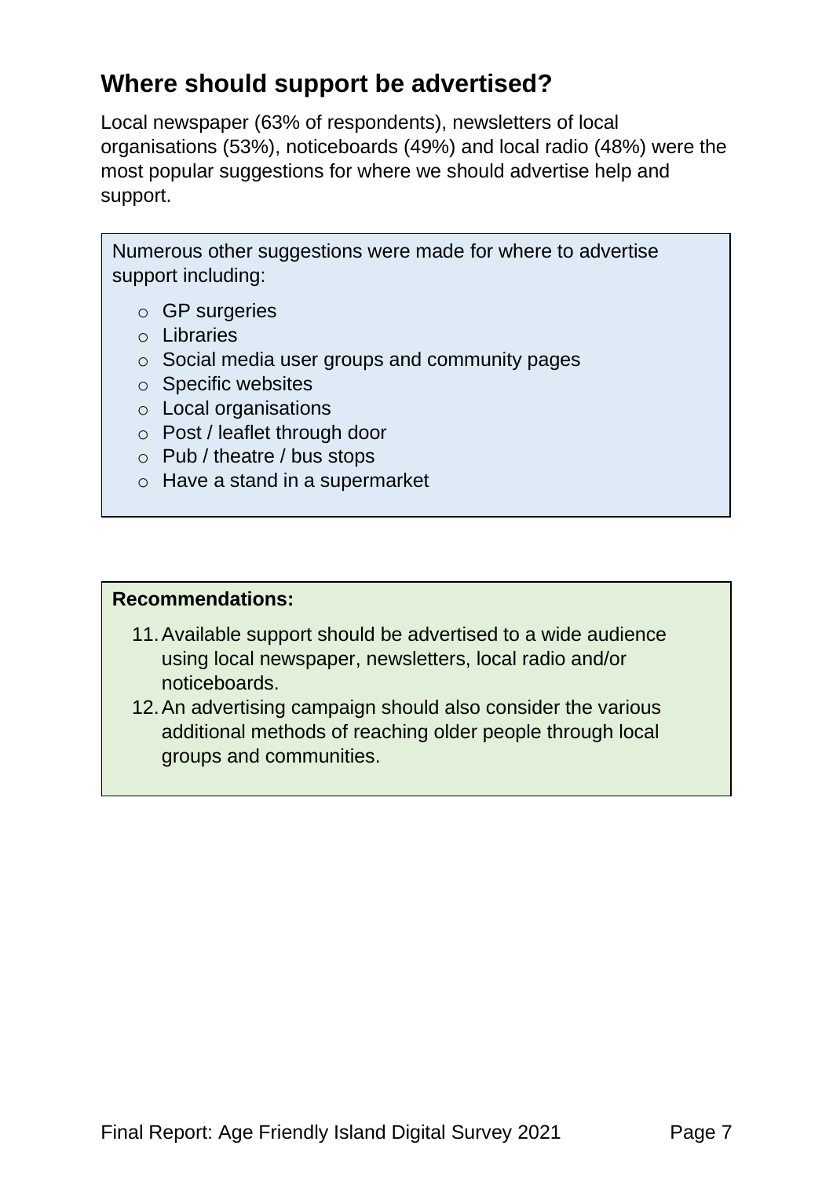## Where should support be advertised?

Local newspaper (63% of respondents), newsletters of local organisations (53%), noticeboards (49%) and local radio (48%) were the most popular suggestions for where we should advertise help and support.

Numerous other suggestions were made for where to advertise support including:

- GP surgeries
- Libraries
- Social media user groups and community pages
- Specific websites
- Local organisations
- Post / leaflet through door
- Pub / theatre / bus stops
- Have a stand in a supermarket

**Recommendations:**

11. Available support should be advertised to a wide audience using local newspaper, newsletters, local radio and/or noticeboards.
12. An advertising campaign should also consider the various additional methods of reaching older people through local groups and communities.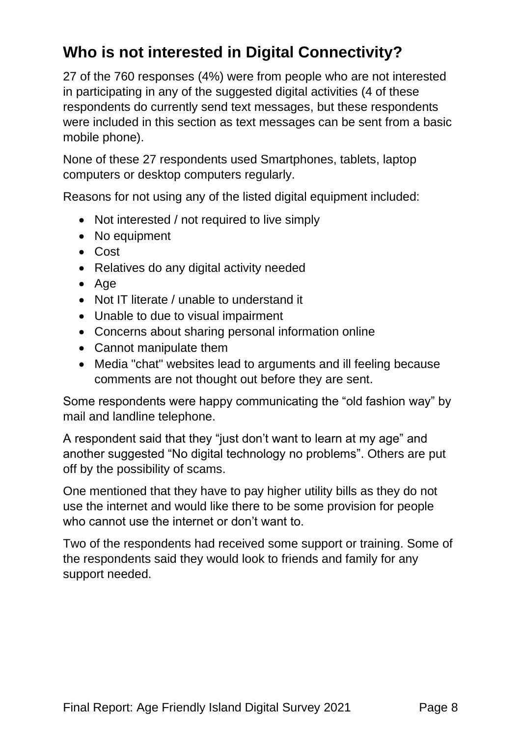## Who is not interested in Digital Connectivity?

27 of the 760 responses (4%) were from people who are not interested in participating in any of the suggested digital activities (4 of these respondents do currently send text messages, but these respondents were included in this section as text messages can be sent from a basic mobile phone).

None of these 27 respondents used Smartphones, tablets, laptop computers or desktop computers regularly.

Reasons for not using any of the listed digital equipment included:

- Not interested / not required to live simply
- No equipment
- Cost
- Relatives do any digital activity needed
- Age
- Not IT literate / unable to understand it
- Unable to due to visual impairment
- Concerns about sharing personal information online
- Cannot manipulate them
- Media "chat" websites lead to arguments and ill feeling because comments are not thought out before they are sent.

Some respondents were happy communicating the "old fashion way" by mail and landline telephone.

A respondent said that they "just don't want to learn at my age" and another suggested "No digital technology no problems". Others are put off by the possibility of scams.

One mentioned that they have to pay higher utility bills as they do not use the internet and would like there to be some provision for people who cannot use the internet or don't want to.

Two of the respondents had received some support or training. Some of the respondents said they would look to friends and family for any support needed.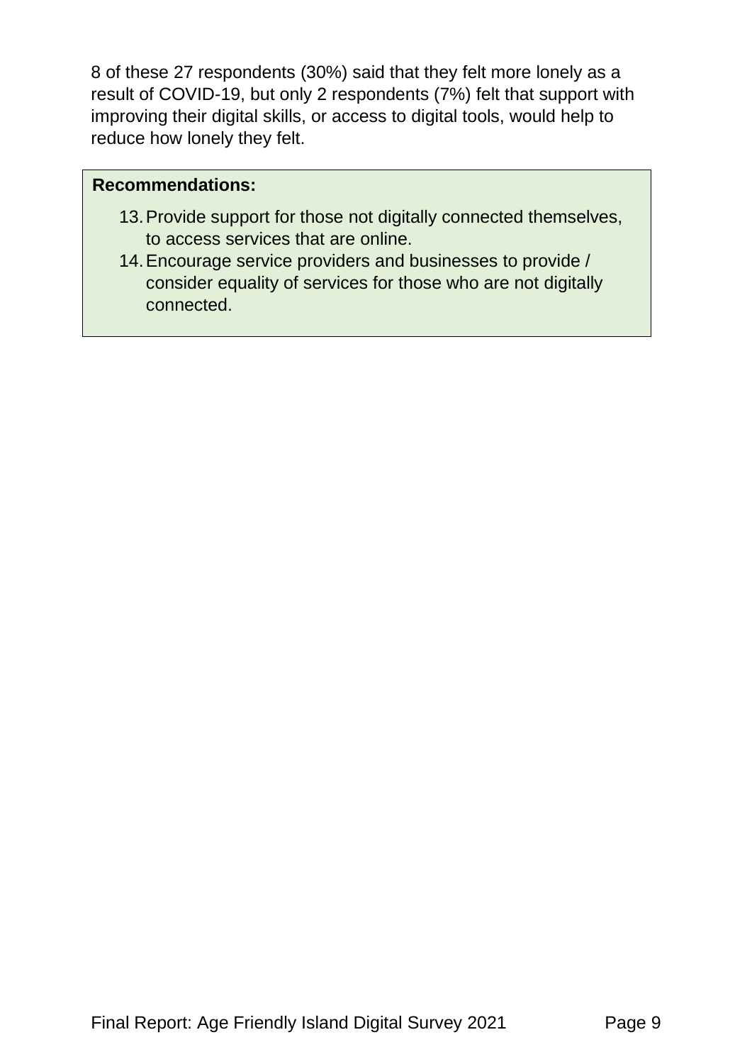8 of these 27 respondents (30%) said that they felt more lonely as a result of COVID-19, but only 2 respondents (7%) felt that support with improving their digital skills, or access to digital tools, would help to reduce how lonely they felt.

**Recommendations:**

13. Provide support for those not digitally connected themselves, to access services that are online.
14. Encourage service providers and businesses to provide / consider equality of services for those who are not digitally connected.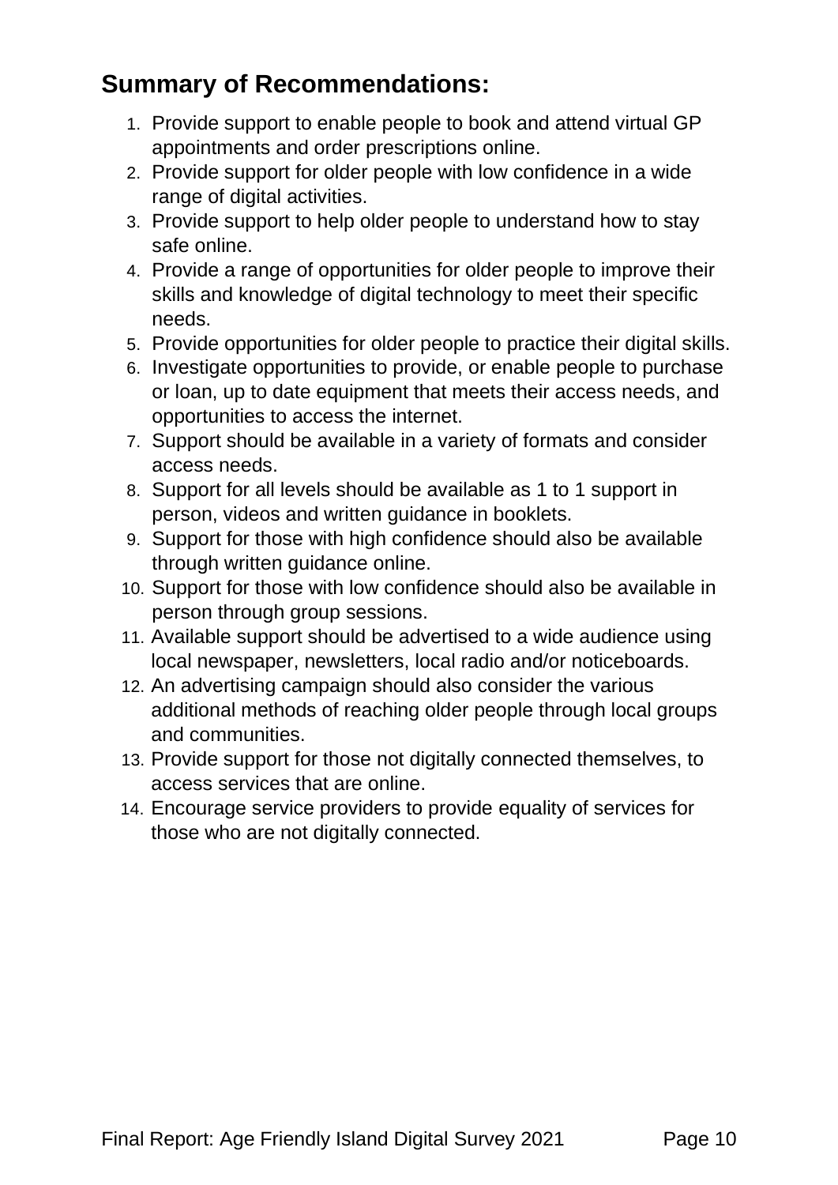## Summary of Recommendations:

1. Provide support to enable people to book and attend virtual GP appointments and order prescriptions online.
2. Provide support for older people with low confidence in a wide range of digital activities.
3. Provide support to help older people to understand how to stay safe online.
4. Provide a range of opportunities for older people to improve their skills and knowledge of digital technology to meet their specific needs.
5. Provide opportunities for older people to practice their digital skills.
6. Investigate opportunities to provide, or enable people to purchase or loan, up to date equipment that meets their access needs, and opportunities to access the internet.
7. Support should be available in a variety of formats and consider access needs.
8. Support for all levels should be available as 1 to 1 support in person, videos and written guidance in booklets.
9. Support for those with high confidence should also be available through written guidance online.
10. Support for those with low confidence should also be available in person through group sessions.
11. Available support should be advertised to a wide audience using local newspaper, newsletters, local radio and/or noticeboards.
12. An advertising campaign should also consider the various additional methods of reaching older people through local groups and communities.
13. Provide support for those not digitally connected themselves, to access services that are online.
14. Encourage service providers to provide equality of services for those who are not digitally connected.